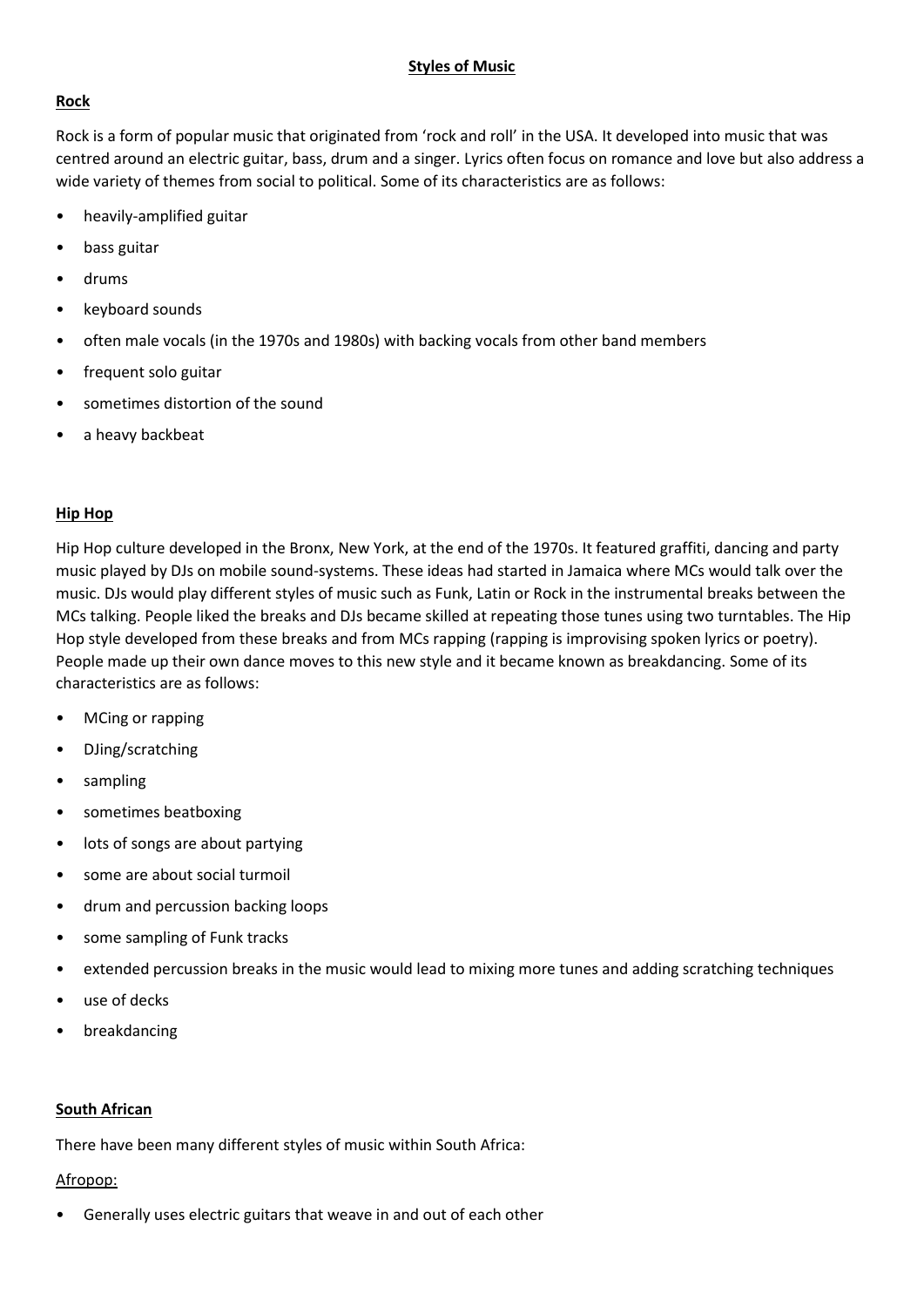# Styles of Music

## Rock

Rock is a form of popular music that originated from 'rock and roll' in the USA. It developed into music that was centred around an electric guitar, bass, drum and a singer. Lyrics often focus on romance and love but also address a wide variety of themes from social to political. Some of its characteristics are as follows:

- heavily-amplified guitar
- bass guitar
- drums
- keyboard sounds
- often male vocals (in the 1970s and 1980s) with backing vocals from other band members
- frequent solo guitar
- sometimes distortion of the sound
- a heavy backbeat

## Hip Hop

Hip Hop culture developed in the Bronx, New York, at the end of the 1970s. It featured graffiti, dancing and party music played by DJs on mobile sound-systems. These ideas had started in Jamaica where MCs would talk over the music. DJs would play different styles of music such as Funk, Latin or Rock in the instrumental breaks between the MCs talking. People liked the breaks and DJs became skilled at repeating those tunes using two turntables. The Hip Hop style developed from these breaks and from MCs rapping (rapping is improvising spoken lyrics or poetry). People made up their own dance moves to this new style and it became known as breakdancing. Some of its characteristics are as follows:

- MCing or rapping
- DJing/scratching
- sampling
- sometimes beatboxing
- lots of songs are about partying
- some are about social turmoil
- drum and percussion backing loops
- some sampling of Funk tracks
- extended percussion breaks in the music would lead to mixing more tunes and adding scratching techniques
- use of decks
- breakdancing

## South African

There have been many different styles of music within South Africa:

### Afropop:

- Generally uses electric guitars that weave in and out of each other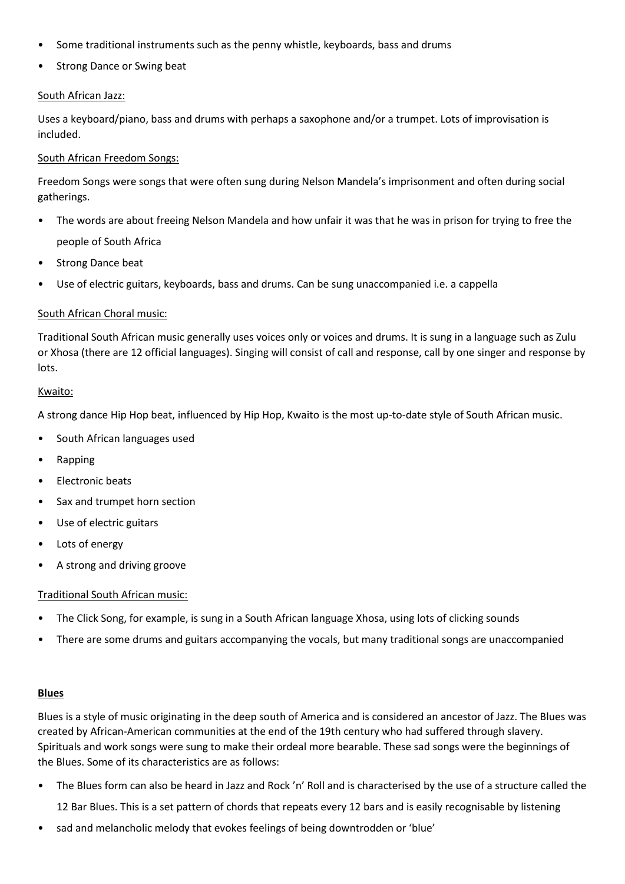- Some traditional instruments such as the penny whistle, keyboards, bass and drums
- Strong Dance or Swing beat

<u>South African Jazz:</u>

Uses a keyboard/piano, bass and drums with perhaps a saxophone and/or a trumpet. Lots of improvisation is included.

<u>South African Freedom Songs:</u>

Freedom Songs were songs that were often sung during Nelson Mandela's imprisonment and often during social gatherings.

- The words are about freeing Nelson Mandela and how unfair it was that he was in prison for trying to free the people of South Africa
- Strong Dance beat
- Use of electric guitars, keyboards, bass and drums. Can be sung unaccompanied i.e. a cappella

<u>South African Choral music:</u>

Traditional South African music generally uses voices only or voices and drums. It is sung in a language such as Zulu or Xhosa (there are 12 official languages). Singing will consist of call and response, call by one singer and response by lots.

<u>Kwaito:</u>

A strong dance Hip Hop beat, influenced by Hip Hop, Kwaito is the most up-to-date style of South African music.

- South African languages used
- Rapping
- Electronic beats
- Sax and trumpet horn section
- Use of electric guitars
- Lots of energy
- A strong and driving groove

<u>Traditional South African music:</u>

- The Click Song, for example, is sung in a South African language Xhosa, using lots of clicking sounds
- There are some drums and guitars accompanying the vocals, but many traditional songs are unaccompanied

## Blues

Blues is a style of music originating in the deep south of America and is considered an ancestor of Jazz. The Blues was created by African-American communities at the end of the 19th century who had suffered through slavery. Spirituals and work songs were sung to make their ordeal more bearable. These sad songs were the beginnings of the Blues. Some of its characteristics are as follows:

- The Blues form can also be heard in Jazz and Rock 'n' Roll and is characterised by the use of a structure called the 12 Bar Blues. This is a set pattern of chords that repeats every 12 bars and is easily recognisable by listening
- sad and melancholic melody that evokes feelings of being downtrodden or 'blue'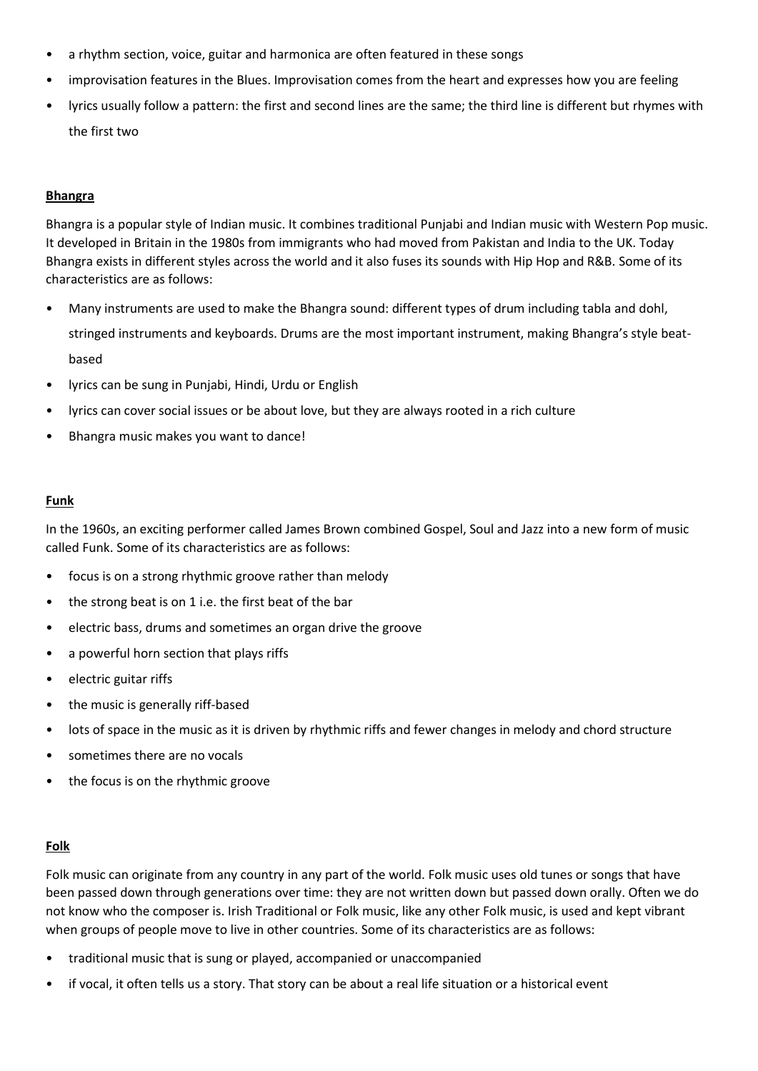- a rhythm section, voice, guitar and harmonica are often featured in these songs
- improvisation features in the Blues. Improvisation comes from the heart and expresses how you are feeling
- lyrics usually follow a pattern: the first and second lines are the same; the third line is different but rhymes with the first two

## Bhangra

Bhangra is a popular style of Indian music. It combines traditional Punjabi and Indian music with Western Pop music. It developed in Britain in the 1980s from immigrants who had moved from Pakistan and India to the UK. Today Bhangra exists in different styles across the world and it also fuses its sounds with Hip Hop and R&B. Some of its characteristics are as follows:

- Many instruments are used to make the Bhangra sound: different types of drum including tabla and dohl, stringed instruments and keyboards. Drums are the most important instrument, making Bhangra's style beat-based
- lyrics can be sung in Punjabi, Hindi, Urdu or English
- lyrics can cover social issues or be about love, but they are always rooted in a rich culture
- Bhangra music makes you want to dance!

## Funk

In the 1960s, an exciting performer called James Brown combined Gospel, Soul and Jazz into a new form of music called Funk. Some of its characteristics are as follows:

- focus is on a strong rhythmic groove rather than melody
- the strong beat is on 1 i.e. the first beat of the bar
- electric bass, drums and sometimes an organ drive the groove
- a powerful horn section that plays riffs
- electric guitar riffs
- the music is generally riff-based
- lots of space in the music as it is driven by rhythmic riffs and fewer changes in melody and chord structure
- sometimes there are no vocals
- the focus is on the rhythmic groove

## Folk

Folk music can originate from any country in any part of the world. Folk music uses old tunes or songs that have been passed down through generations over time: they are not written down but passed down orally. Often we do not know who the composer is. Irish Traditional or Folk music, like any other Folk music, is used and kept vibrant when groups of people move to live in other countries. Some of its characteristics are as follows:

- traditional music that is sung or played, accompanied or unaccompanied
- if vocal, it often tells us a story. That story can be about a real life situation or a historical event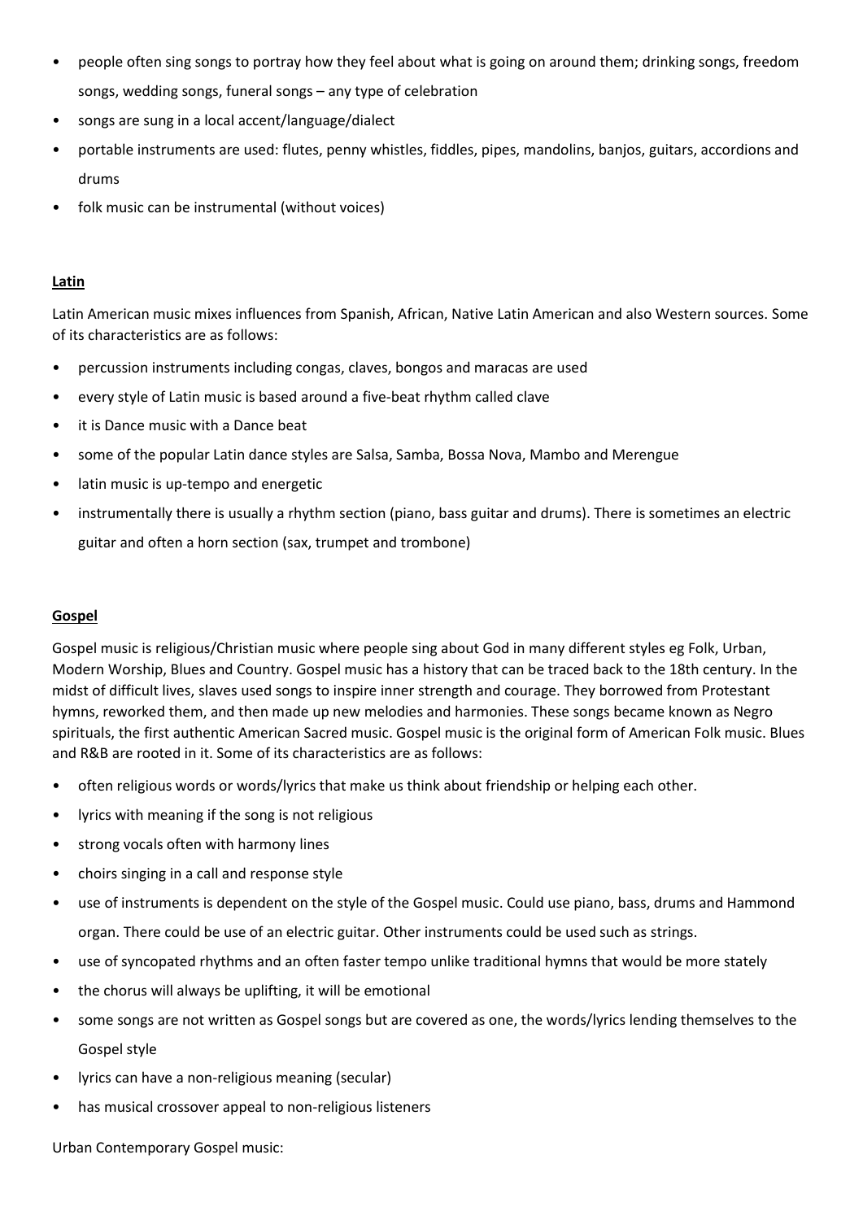- people often sing songs to portray how they feel about what is going on around them; drinking songs, freedom songs, wedding songs, funeral songs – any type of celebration
- songs are sung in a local accent/language/dialect
- portable instruments are used: flutes, penny whistles, fiddles, pipes, mandolins, banjos, guitars, accordions and drums
- folk music can be instrumental (without voices)

## **Latin**

Latin American music mixes influences from Spanish, African, Native Latin American and also Western sources. Some of its characteristics are as follows:

- percussion instruments including congas, claves, bongos and maracas are used
- every style of Latin music is based around a five-beat rhythm called clave
- it is Dance music with a Dance beat
- some of the popular Latin dance styles are Salsa, Samba, Bossa Nova, Mambo and Merengue
- latin music is up-tempo and energetic
- instrumentally there is usually a rhythm section (piano, bass guitar and drums). There is sometimes an electric guitar and often a horn section (sax, trumpet and trombone)

## **Gospel**

Gospel music is religious/Christian music where people sing about God in many different styles eg Folk, Urban, Modern Worship, Blues and Country. Gospel music has a history that can be traced back to the 18th century. In the midst of difficult lives, slaves used songs to inspire inner strength and courage. They borrowed from Protestant hymns, reworked them, and then made up new melodies and harmonies. These songs became known as Negro spirituals, the first authentic American Sacred music. Gospel music is the original form of American Folk music. Blues and R&B are rooted in it. Some of its characteristics are as follows:

- often religious words or words/lyrics that make us think about friendship or helping each other.
- lyrics with meaning if the song is not religious
- strong vocals often with harmony lines
- choirs singing in a call and response style
- use of instruments is dependent on the style of the Gospel music. Could use piano, bass, drums and Hammond organ. There could be use of an electric guitar. Other instruments could be used such as strings.
- use of syncopated rhythms and an often faster tempo unlike traditional hymns that would be more stately
- the chorus will always be uplifting, it will be emotional
- some songs are not written as Gospel songs but are covered as one, the words/lyrics lending themselves to the Gospel style
- lyrics can have a non-religious meaning (secular)
- has musical crossover appeal to non-religious listeners

Urban Contemporary Gospel music: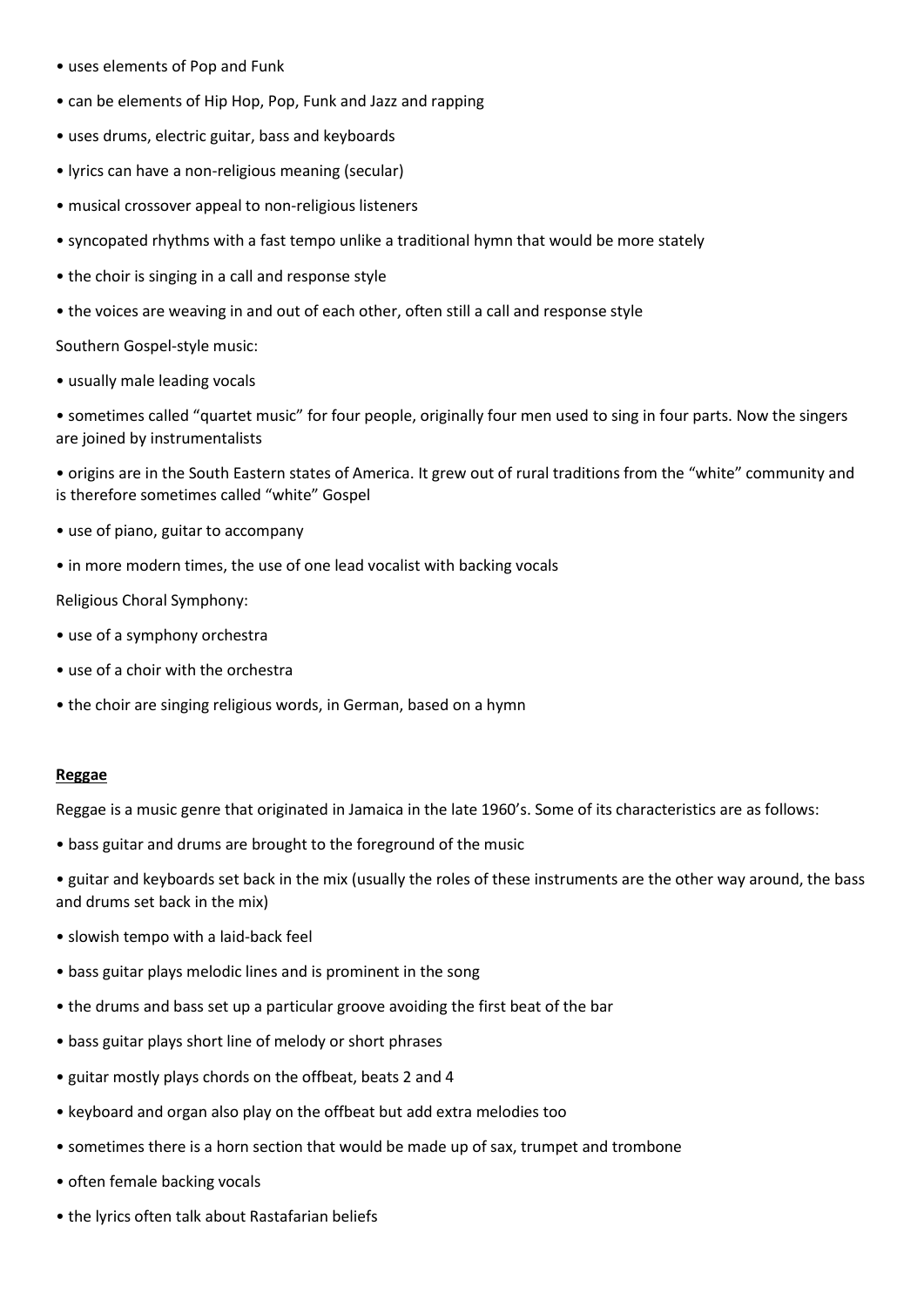- uses elements of Pop and Funk
- can be elements of Hip Hop, Pop, Funk and Jazz and rapping
- uses drums, electric guitar, bass and keyboards
- lyrics can have a non-religious meaning (secular)
- musical crossover appeal to non-religious listeners
- syncopated rhythms with a fast tempo unlike a traditional hymn that would be more stately
- the choir is singing in a call and response style
- the voices are weaving in and out of each other, often still a call and response style

Southern Gospel-style music:

- usually male leading vocals
- sometimes called "quartet music" for four people, originally four men used to sing in four parts. Now the singers are joined by instrumentalists
- origins are in the South Eastern states of America. It grew out of rural traditions from the "white" community and is therefore sometimes called "white" Gospel
- use of piano, guitar to accompany
- in more modern times, the use of one lead vocalist with backing vocals

Religious Choral Symphony:

- use of a symphony orchestra
- use of a choir with the orchestra
- the choir are singing religious words, in German, based on a hymn

## Reggae

Reggae is a music genre that originated in Jamaica in the late 1960's. Some of its characteristics are as follows:

- bass guitar and drums are brought to the foreground of the music
- guitar and keyboards set back in the mix (usually the roles of these instruments are the other way around, the bass and drums set back in the mix)
- slowish tempo with a laid-back feel
- bass guitar plays melodic lines and is prominent in the song
- the drums and bass set up a particular groove avoiding the first beat of the bar
- bass guitar plays short line of melody or short phrases
- guitar mostly plays chords on the offbeat, beats 2 and 4
- keyboard and organ also play on the offbeat but add extra melodies too
- sometimes there is a horn section that would be made up of sax, trumpet and trombone
- often female backing vocals
- the lyrics often talk about Rastafarian beliefs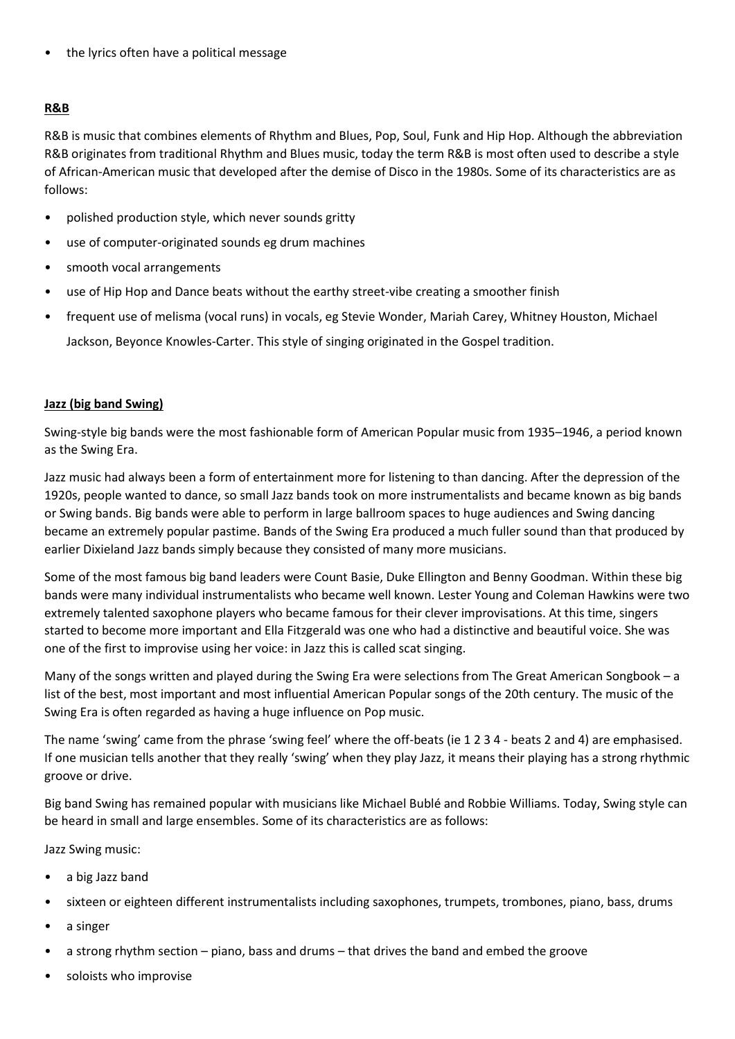- the lyrics often have a political message

## R&B

R&B is music that combines elements of Rhythm and Blues, Pop, Soul, Funk and Hip Hop. Although the abbreviation R&B originates from traditional Rhythm and Blues music, today the term R&B is most often used to describe a style of African-American music that developed after the demise of Disco in the 1980s. Some of its characteristics are as follows:

- polished production style, which never sounds gritty
- use of computer-originated sounds eg drum machines
- smooth vocal arrangements
- use of Hip Hop and Dance beats without the earthy street-vibe creating a smoother finish
- frequent use of melisma (vocal runs) in vocals, eg Stevie Wonder, Mariah Carey, Whitney Houston, Michael Jackson, Beyonce Knowles-Carter. This style of singing originated in the Gospel tradition.

## Jazz (big band Swing)

Swing-style big bands were the most fashionable form of American Popular music from 1935–1946, a period known as the Swing Era.

Jazz music had always been a form of entertainment more for listening to than dancing. After the depression of the 1920s, people wanted to dance, so small Jazz bands took on more instrumentalists and became known as big bands or Swing bands. Big bands were able to perform in large ballroom spaces to huge audiences and Swing dancing became an extremely popular pastime. Bands of the Swing Era produced a much fuller sound than that produced by earlier Dixieland Jazz bands simply because they consisted of many more musicians.

Some of the most famous big band leaders were Count Basie, Duke Ellington and Benny Goodman. Within these big bands were many individual instrumentalists who became well known. Lester Young and Coleman Hawkins were two extremely talented saxophone players who became famous for their clever improvisations. At this time, singers started to become more important and Ella Fitzgerald was one who had a distinctive and beautiful voice. She was one of the first to improvise using her voice: in Jazz this is called scat singing.

Many of the songs written and played during the Swing Era were selections from The Great American Songbook – a list of the best, most important and most influential American Popular songs of the 20th century. The music of the Swing Era is often regarded as having a huge influence on Pop music.

The name 'swing' came from the phrase 'swing feel' where the off-beats (ie 1 2 3 4 - beats 2 and 4) are emphasised. If one musician tells another that they really 'swing' when they play Jazz, it means their playing has a strong rhythmic groove or drive.

Big band Swing has remained popular with musicians like Michael Bublé and Robbie Williams. Today, Swing style can be heard in small and large ensembles. Some of its characteristics are as follows:

Jazz Swing music:

- a big Jazz band
- sixteen or eighteen different instrumentalists including saxophones, trumpets, trombones, piano, bass, drums
- a singer
- a strong rhythm section – piano, bass and drums – that drives the band and embed the groove
- soloists who improvise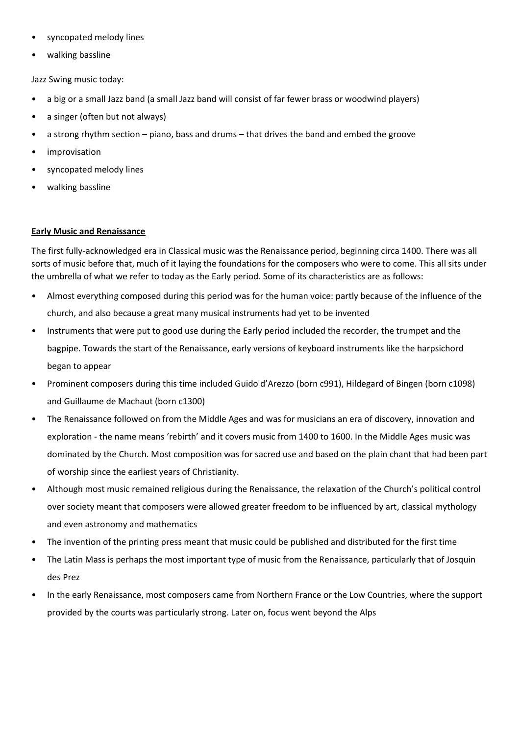- syncopated melody lines
- walking bassline

Jazz Swing music today:

- a big or a small Jazz band (a small Jazz band will consist of far fewer brass or woodwind players)
- a singer (often but not always)
- a strong rhythm section – piano, bass and drums – that drives the band and embed the groove
- improvisation
- syncopated melody lines
- walking bassline

**Early Music and Renaissance**

The first fully-acknowledged era in Classical music was the Renaissance period, beginning circa 1400. There was all sorts of music before that, much of it laying the foundations for the composers who were to come. This all sits under the umbrella of what we refer to today as the Early period. Some of its characteristics are as follows:

- Almost everything composed during this period was for the human voice: partly because of the influence of the church, and also because a great many musical instruments had yet to be invented
- Instruments that were put to good use during the Early period included the recorder, the trumpet and the bagpipe. Towards the start of the Renaissance, early versions of keyboard instruments like the harpsichord began to appear
- Prominent composers during this time included Guido d'Arezzo (born c991), Hildegard of Bingen (born c1098) and Guillaume de Machaut (born c1300)
- The Renaissance followed on from the Middle Ages and was for musicians an era of discovery, innovation and exploration - the name means 'rebirth' and it covers music from 1400 to 1600. In the Middle Ages music was dominated by the Church. Most composition was for sacred use and based on the plain chant that had been part of worship since the earliest years of Christianity.
- Although most music remained religious during the Renaissance, the relaxation of the Church's political control over society meant that composers were allowed greater freedom to be influenced by art, classical mythology and even astronomy and mathematics
- The invention of the printing press meant that music could be published and distributed for the first time
- The Latin Mass is perhaps the most important type of music from the Renaissance, particularly that of Josquin des Prez
- In the early Renaissance, most composers came from Northern France or the Low Countries, where the support provided by the courts was particularly strong. Later on, focus went beyond the Alps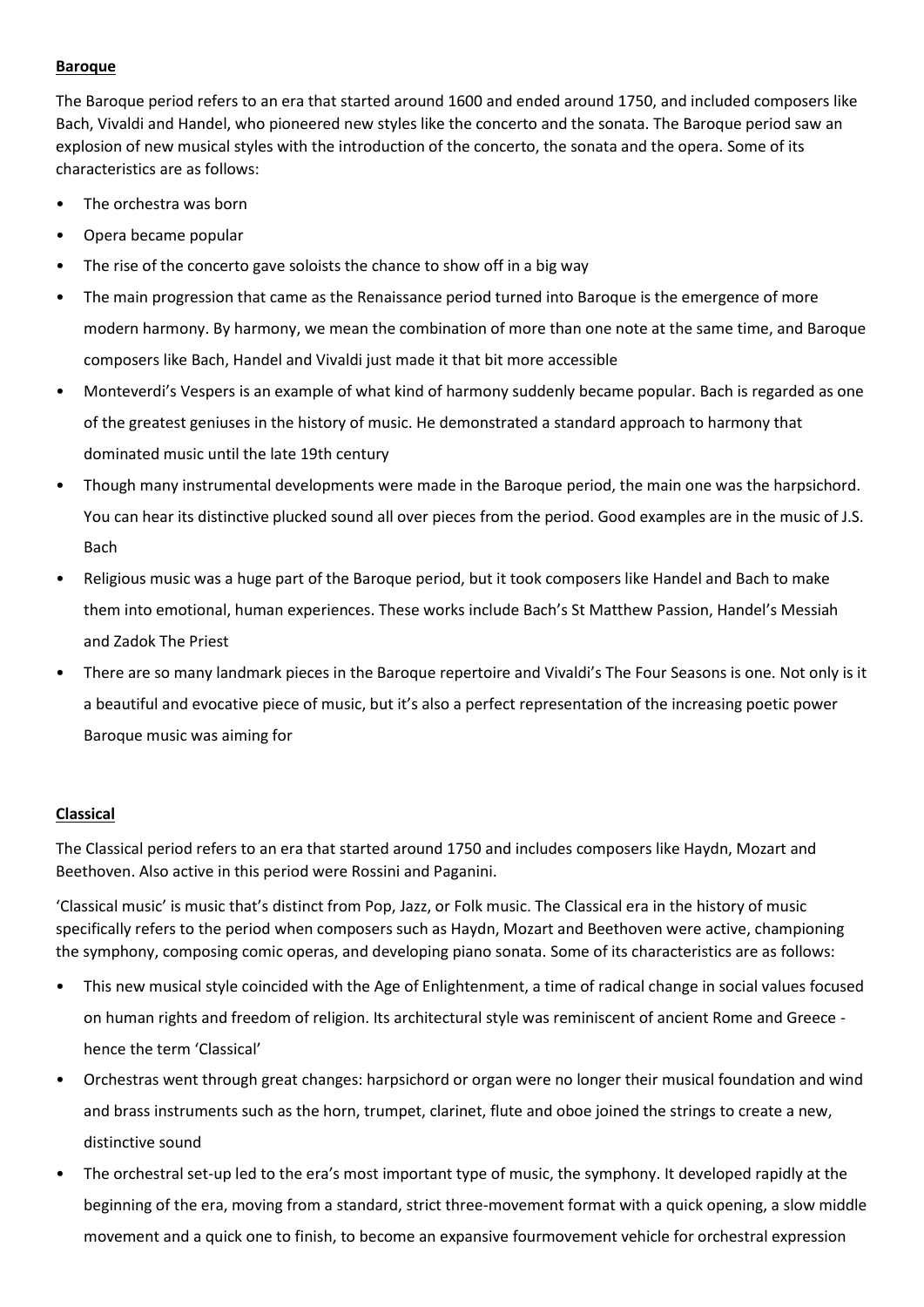**Baroque**

The Baroque period refers to an era that started around 1600 and ended around 1750, and included composers like Bach, Vivaldi and Handel, who pioneered new styles like the concerto and the sonata. The Baroque period saw an explosion of new musical styles with the introduction of the concerto, the sonata and the opera. Some of its characteristics are as follows:

- The orchestra was born
- Opera became popular
- The rise of the concerto gave soloists the chance to show off in a big way
- The main progression that came as the Renaissance period turned into Baroque is the emergence of more modern harmony. By harmony, we mean the combination of more than one note at the same time, and Baroque composers like Bach, Handel and Vivaldi just made it that bit more accessible
- Monteverdi's Vespers is an example of what kind of harmony suddenly became popular. Bach is regarded as one of the greatest geniuses in the history of music. He demonstrated a standard approach to harmony that dominated music until the late 19th century
- Though many instrumental developments were made in the Baroque period, the main one was the harpsichord. You can hear its distinctive plucked sound all over pieces from the period. Good examples are in the music of J.S. Bach
- Religious music was a huge part of the Baroque period, but it took composers like Handel and Bach to make them into emotional, human experiences. These works include Bach's St Matthew Passion, Handel's Messiah and Zadok The Priest
- There are so many landmark pieces in the Baroque repertoire and Vivaldi's The Four Seasons is one. Not only is it a beautiful and evocative piece of music, but it's also a perfect representation of the increasing poetic power Baroque music was aiming for

**Classical**

The Classical period refers to an era that started around 1750 and includes composers like Haydn, Mozart and Beethoven. Also active in this period were Rossini and Paganini.

'Classical music' is music that's distinct from Pop, Jazz, or Folk music. The Classical era in the history of music specifically refers to the period when composers such as Haydn, Mozart and Beethoven were active, championing the symphony, composing comic operas, and developing piano sonata. Some of its characteristics are as follows:

- This new musical style coincided with the Age of Enlightenment, a time of radical change in social values focused on human rights and freedom of religion. Its architectural style was reminiscent of ancient Rome and Greece - hence the term 'Classical'
- Orchestras went through great changes: harpsichord or organ were no longer their musical foundation and wind and brass instruments such as the horn, trumpet, clarinet, flute and oboe joined the strings to create a new, distinctive sound
- The orchestral set-up led to the era's most important type of music, the symphony. It developed rapidly at the beginning of the era, moving from a standard, strict three-movement format with a quick opening, a slow middle movement and a quick one to finish, to become an expansive fourmovement vehicle for orchestral expression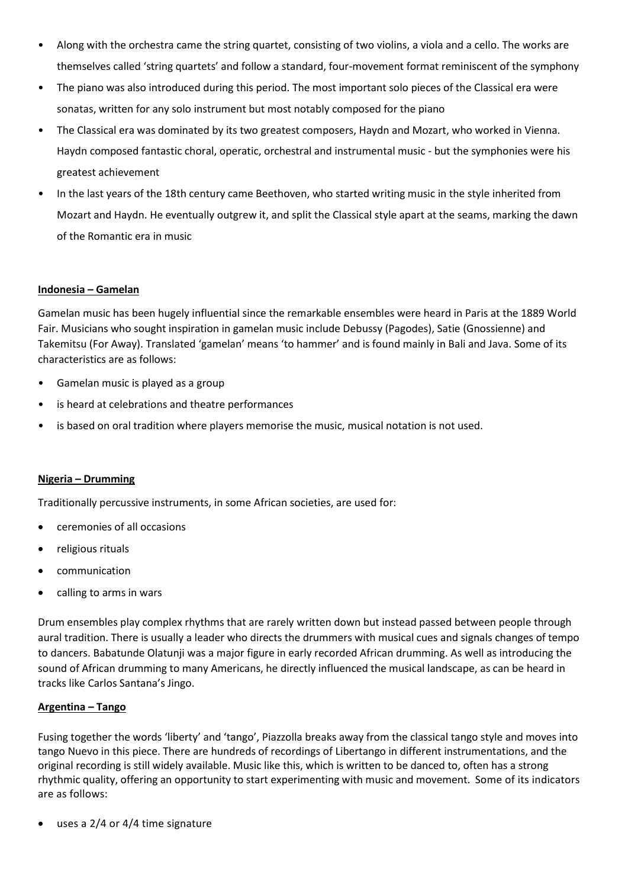- Along with the orchestra came the string quartet, consisting of two violins, a viola and a cello. The works are themselves called 'string quartets' and follow a standard, four-movement format reminiscent of the symphony
- The piano was also introduced during this period. The most important solo pieces of the Classical era were sonatas, written for any solo instrument but most notably composed for the piano
- The Classical era was dominated by its two greatest composers, Haydn and Mozart, who worked in Vienna. Haydn composed fantastic choral, operatic, orchestral and instrumental music - but the symphonies were his greatest achievement
- In the last years of the 18th century came Beethoven, who started writing music in the style inherited from Mozart and Haydn. He eventually outgrew it, and split the Classical style apart at the seams, marking the dawn of the Romantic era in music

**Indonesia – Gamelan**

Gamelan music has been hugely influential since the remarkable ensembles were heard in Paris at the 1889 World Fair. Musicians who sought inspiration in gamelan music include Debussy (Pagodes), Satie (Gnossienne) and Takemitsu (For Away). Translated 'gamelan' means 'to hammer' and is found mainly in Bali and Java. Some of its characteristics are as follows:

- Gamelan music is played as a group
- is heard at celebrations and theatre performances
- is based on oral tradition where players memorise the music, musical notation is not used.

**Nigeria – Drumming**

Traditionally percussive instruments, in some African societies, are used for:

- ceremonies of all occasions
- religious rituals
- communication
- calling to arms in wars

Drum ensembles play complex rhythms that are rarely written down but instead passed between people through aural tradition. There is usually a leader who directs the drummers with musical cues and signals changes of tempo to dancers. Babatunde Olatunji was a major figure in early recorded African drumming. As well as introducing the sound of African drumming to many Americans, he directly influenced the musical landscape, as can be heard in tracks like Carlos Santana's Jingo.

**Argentina – Tango**

Fusing together the words 'liberty' and 'tango', Piazzolla breaks away from the classical tango style and moves into tango Nuevo in this piece. There are hundreds of recordings of Libertango in different instrumentations, and the original recording is still widely available. Music like this, which is written to be danced to, often has a strong rhythmic quality, offering an opportunity to start experimenting with music and movement. Some of its indicators are as follows:

- uses a 2/4 or 4/4 time signature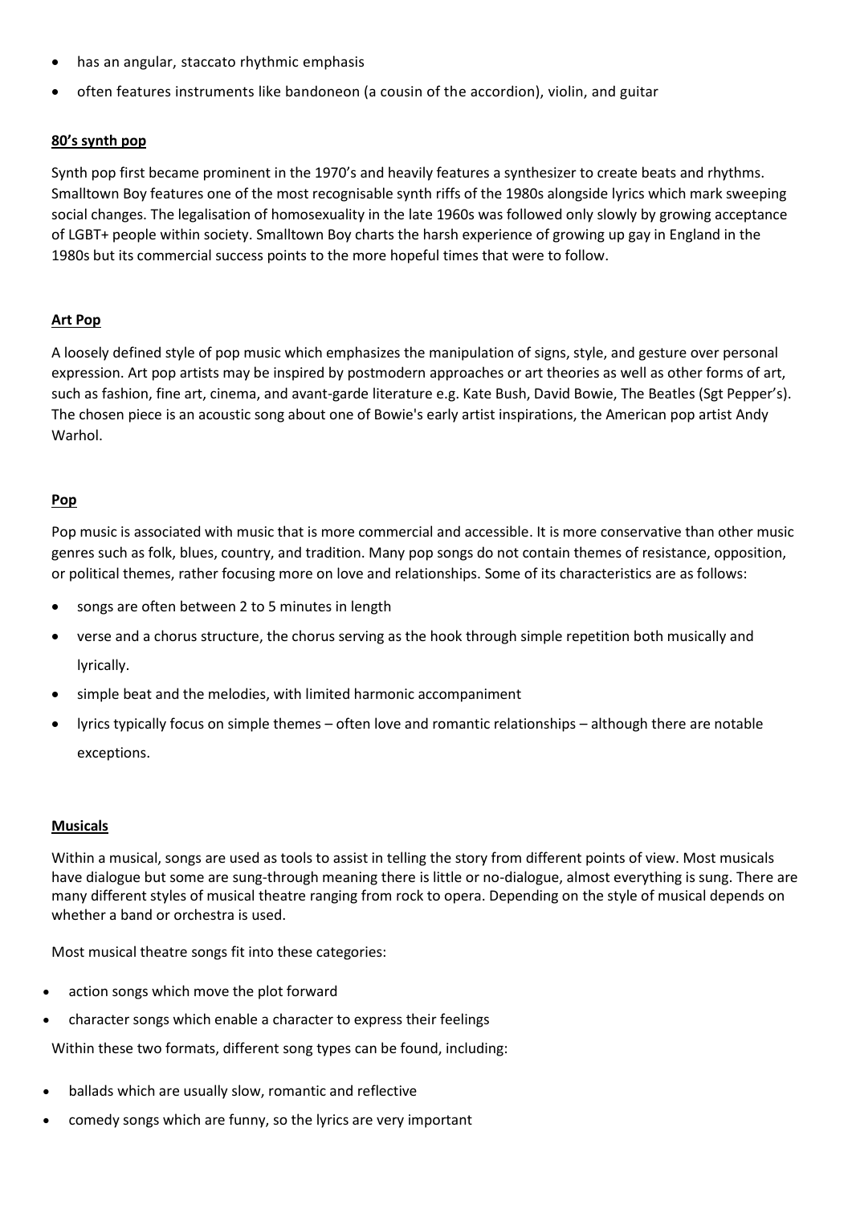- has an angular, staccato rhythmic emphasis
- often features instruments like bandoneon (a cousin of the accordion), violin, and guitar

### 80's synth pop

Synth pop first became prominent in the 1970's and heavily features a synthesizer to create beats and rhythms. Smalltown Boy features one of the most recognisable synth riffs of the 1980s alongside lyrics which mark sweeping social changes. The legalisation of homosexuality in the late 1960s was followed only slowly by growing acceptance of LGBT+ people within society. Smalltown Boy charts the harsh experience of growing up gay in England in the 1980s but its commercial success points to the more hopeful times that were to follow.

### Art Pop

A loosely defined style of pop music which emphasizes the manipulation of signs, style, and gesture over personal expression. Art pop artists may be inspired by postmodern approaches or art theories as well as other forms of art, such as fashion, fine art, cinema, and avant-garde literature e.g. Kate Bush, David Bowie, The Beatles (Sgt Pepper's). The chosen piece is an acoustic song about one of Bowie's early artist inspirations, the American pop artist Andy Warhol.

### Pop

Pop music is associated with music that is more commercial and accessible. It is more conservative than other music genres such as folk, blues, country, and tradition. Many pop songs do not contain themes of resistance, opposition, or political themes, rather focusing more on love and relationships. Some of its characteristics are as follows:

- songs are often between 2 to 5 minutes in length
- verse and a chorus structure, the chorus serving as the hook through simple repetition both musically and lyrically.
- simple beat and the melodies, with limited harmonic accompaniment
- lyrics typically focus on simple themes – often love and romantic relationships – although there are notable exceptions.

### Musicals

Within a musical, songs are used as tools to assist in telling the story from different points of view. Most musicals have dialogue but some are sung-through meaning there is little or no-dialogue, almost everything is sung. There are many different styles of musical theatre ranging from rock to opera. Depending on the style of musical depends on whether a band or orchestra is used.

Most musical theatre songs fit into these categories:

- action songs which move the plot forward
- character songs which enable a character to express their feelings

Within these two formats, different song types can be found, including:

- ballads which are usually slow, romantic and reflective
- comedy songs which are funny, so the lyrics are very important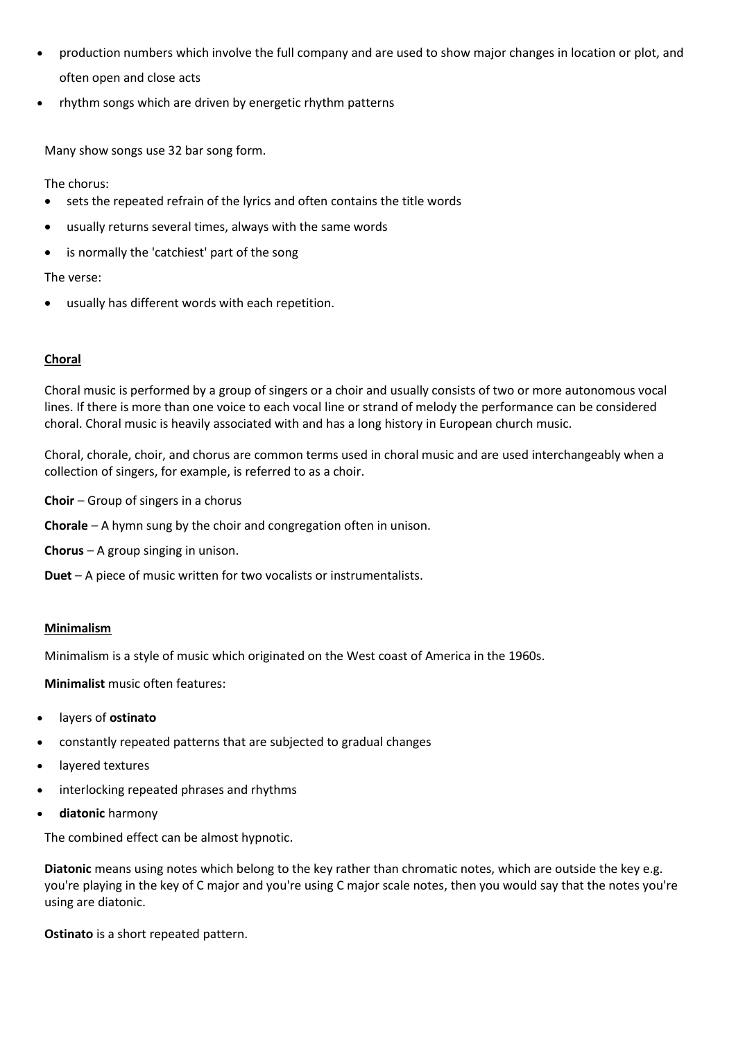- production numbers which involve the full company and are used to show major changes in location or plot, and often open and close acts
- rhythm songs which are driven by energetic rhythm patterns

Many show songs use 32 bar song form.

The chorus:

- sets the repeated refrain of the lyrics and often contains the title words
- usually returns several times, always with the same words
- is normally the 'catchiest' part of the song

The verse:

- usually has different words with each repetition.

## Choral

Choral music is performed by a group of singers or a choir and usually consists of two or more autonomous vocal lines. If there is more than one voice to each vocal line or strand of melody the performance can be considered choral. Choral music is heavily associated with and has a long history in European church music.

Choral, chorale, choir, and chorus are common terms used in choral music and are used interchangeably when a collection of singers, for example, is referred to as a choir.

**Choir** – Group of singers in a chorus

**Chorale** – A hymn sung by the choir and congregation often in unison.

**Chorus** – A group singing in unison.

**Duet** – A piece of music written for two vocalists or instrumentalists.

## Minimalism

Minimalism is a style of music which originated on the West coast of America in the 1960s.

**Minimalist** music often features:

- layers of **ostinato**
- constantly repeated patterns that are subjected to gradual changes
- layered textures
- interlocking repeated phrases and rhythms
- **diatonic** harmony

The combined effect can be almost hypnotic.

**Diatonic** means using notes which belong to the key rather than chromatic notes, which are outside the key e.g. you're playing in the key of C major and you're using C major scale notes, then you would say that the notes you're using are diatonic.

**Ostinato** is a short repeated pattern.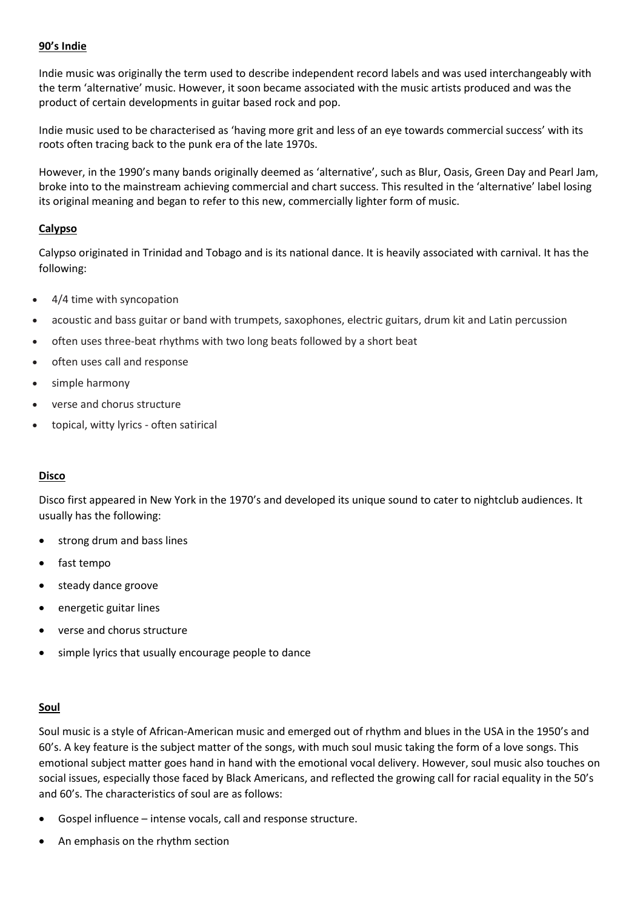**90's Indie**

Indie music was originally the term used to describe independent record labels and was used interchangeably with the term 'alternative' music. However, it soon became associated with the music artists produced and was the product of certain developments in guitar based rock and pop.

Indie music used to be characterised as 'having more grit and less of an eye towards commercial success' with its roots often tracing back to the punk era of the late 1970s.

However, in the 1990's many bands originally deemed as 'alternative', such as Blur, Oasis, Green Day and Pearl Jam, broke into to the mainstream achieving commercial and chart success. This resulted in the 'alternative' label losing its original meaning and began to refer to this new, commercially lighter form of music.

**Calypso**

Calypso originated in Trinidad and Tobago and is its national dance. It is heavily associated with carnival. It has the following:

- 4/4 time with syncopation
- acoustic and bass guitar or band with trumpets, saxophones, electric guitars, drum kit and Latin percussion
- often uses three-beat rhythms with two long beats followed by a short beat
- often uses call and response
- simple harmony
- verse and chorus structure
- topical, witty lyrics - often satirical

**Disco**

Disco first appeared in New York in the 1970's and developed its unique sound to cater to nightclub audiences. It usually has the following:

- strong drum and bass lines
- fast tempo
- steady dance groove
- energetic guitar lines
- verse and chorus structure
- simple lyrics that usually encourage people to dance

**Soul**

Soul music is a style of African-American music and emerged out of rhythm and blues in the USA in the 1950's and 60's. A key feature is the subject matter of the songs, with much soul music taking the form of a love songs. This emotional subject matter goes hand in hand with the emotional vocal delivery. However, soul music also touches on social issues, especially those faced by Black Americans, and reflected the growing call for racial equality in the 50's and 60's. The characteristics of soul are as follows:

- Gospel influence – intense vocals, call and response structure.
- An emphasis on the rhythm section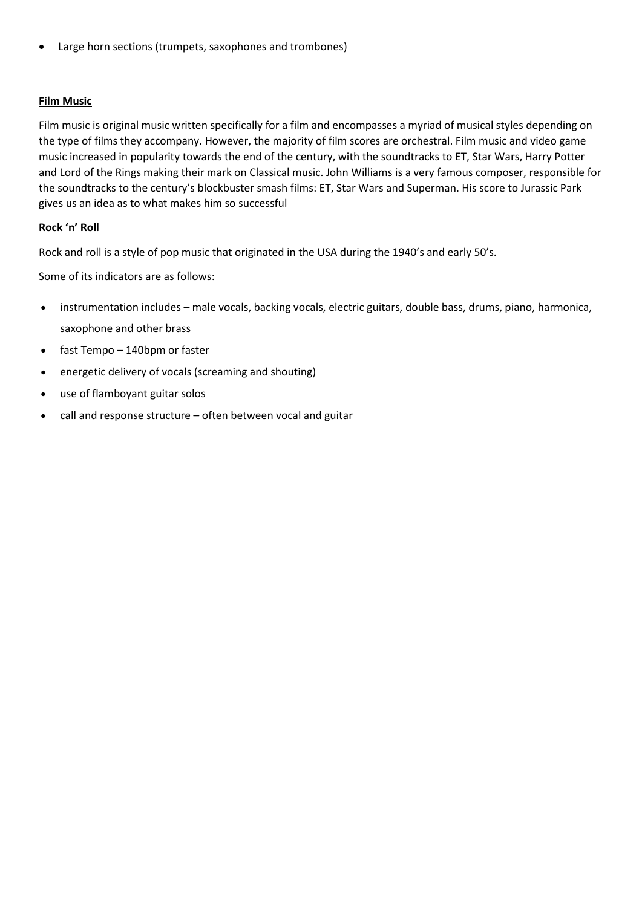- Large horn sections (trumpets, saxophones and trombones)

**Film Music**

Film music is original music written specifically for a film and encompasses a myriad of musical styles depending on the type of films they accompany. However, the majority of film scores are orchestral. Film music and video game music increased in popularity towards the end of the century, with the soundtracks to ET, Star Wars, Harry Potter and Lord of the Rings making their mark on Classical music. John Williams is a very famous composer, responsible for the soundtracks to the century's blockbuster smash films: ET, Star Wars and Superman. His score to Jurassic Park gives us an idea as to what makes him so successful

**Rock 'n' Roll**

Rock and roll is a style of pop music that originated in the USA during the 1940's and early 50's.

Some of its indicators are as follows:

- instrumentation includes – male vocals, backing vocals, electric guitars, double bass, drums, piano, harmonica, saxophone and other brass
- fast Tempo – 140bpm or faster
- energetic delivery of vocals (screaming and shouting)
- use of flamboyant guitar solos
- call and response structure – often between vocal and guitar